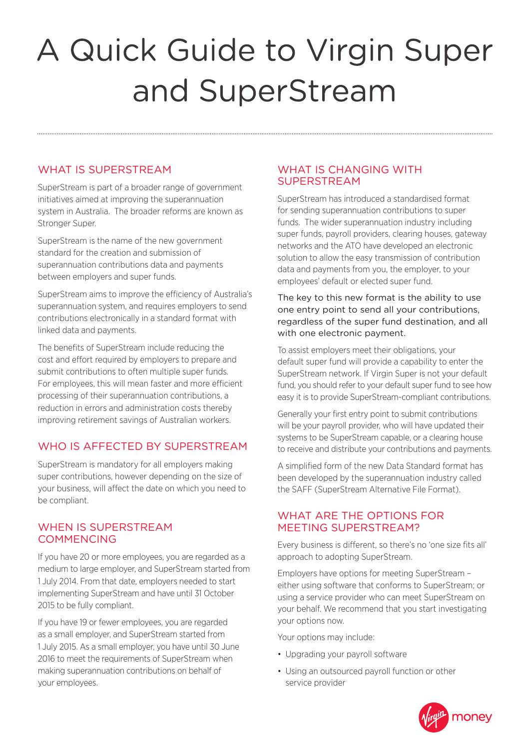# A Quick Guide to Virgin Super and SuperStream

## WHAT IS SUPERSTREAM

SuperStream is part of a broader range of government initiatives aimed at improving the superannuation system in Australia. The broader reforms are known as Stronger Super.

SuperStream is the name of the new government standard for the creation and submission of superannuation contributions data and payments between employers and super funds.

SuperStream aims to improve the efficiency of Australia's superannuation system, and requires employers to send contributions electronically in a standard format with linked data and payments.

The benefits of SuperStream include reducing the cost and effort required by employers to prepare and submit contributions to often multiple super funds. For employees, this will mean faster and more efficient processing of their superannuation contributions, a reduction in errors and administration costs thereby improving retirement savings of Australian workers.

## WHO IS AFFECTED BY SUPERSTREAM

SuperStream is mandatory for all employers making super contributions, however depending on the size of your business, will affect the date on which you need to be compliant.

## WHEN IS SUPERSTREAM COMMENCING

If you have 20 or more employees, you are regarded as a medium to large employer, and SuperStream started from 1 July 2014. From that date, employers needed to start implementing SuperStream and have until 31 October 2015 to be fully compliant.

If you have 19 or fewer employees, you are regarded as a small employer, and SuperStream started from 1 July 2015. As a small employer, you have until 30 June 2016 to meet the requirements of SuperStream when making superannuation contributions on behalf of your employees.

## WHAT IS CHANGING WITH SUPERSTREAM

SuperStream has introduced a standardised format for sending superannuation contributions to super funds. The wider superannuation industry including super funds, payroll providers, clearing houses, gateway networks and the ATO have developed an electronic solution to allow the easy transmission of contribution data and payments from you, the employer, to your employees' default or elected super fund.

The key to this new format is the ability to use one entry point to send all your contributions, regardless of the super fund destination, and all with one electronic payment.

To assist employers meet their obligations, your default super fund will provide a capability to enter the SuperStream network. If Virgin Super is not your default fund, you should refer to your default super fund to see how easy it is to provide SuperStream-compliant contributions.

Generally your first entry point to submit contributions will be your payroll provider, who will have updated their systems to be SuperStream capable, or a clearing house to receive and distribute your contributions and payments.

A simplified form of the new Data Standard format has been developed by the superannuation industry called the SAFF (SuperStream Alternative File Format).

## WHAT ARE THE OPTIONS FOR MEETING SUPERSTREAM?

Every business is different, so there's no 'one size fits all' approach to adopting SuperStream.

Employers have options for meeting SuperStream – either using software that conforms to SuperStream; or using a service provider who can meet SuperStream on your behalf. We recommend that you start investigating your options now.

Your options may include:

- Upgrading your payroll software
- Using an outsourced payroll function or other service provider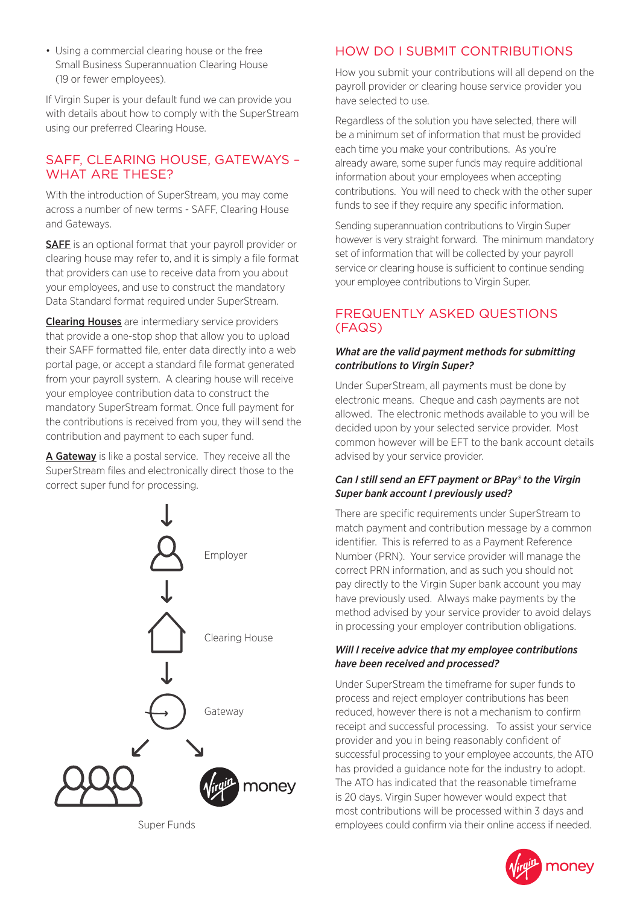- Using a commercial clearing house or the free Small Business Superannuation Clearing House (19 or fewer employees).

If Virgin Super is your default fund we can provide you with details about how to comply with the SuperStream using our preferred Clearing House.

## SAFF, CLEARING HOUSE, GATEWAYS – WHAT ARE THESE?

With the introduction of SuperStream, you may come across a number of new terms - SAFF, Clearing House and Gateways.

**SAFF** is an optional format that your payroll provider or clearing house may refer to, and it is simply a file format that providers can use to receive data from you about your employees, and use to construct the mandatory Data Standard format required under SuperStream.

**Clearing Houses** are intermediary service providers that provide a one-stop shop that allow you to upload their SAFF formatted file, enter data directly into a web portal page, or accept a standard file format generated from your payroll system. A clearing house will receive your employee contribution data to construct the mandatory SuperStream format. Once full payment for the contributions is received from you, they will send the contribution and payment to each super fund.

**A Gateway** is like a postal service. They receive all the SuperStream files and electronically direct those to the correct super fund for processing.

Employer

Clearing House

Gateway

Super Funds

money

## HOW DO I SUBMIT CONTRIBUTIONS

How you submit your contributions will all depend on the payroll provider or clearing house service provider you have selected to use.

Regardless of the solution you have selected, there will be a minimum set of information that must be provided each time you make your contributions. As you're already aware, some super funds may require additional information about your employees when accepting contributions. You will need to check with the other super funds to see if they require any specific information.

Sending superannuation contributions to Virgin Super however is very straight forward. The minimum mandatory set of information that will be collected by your payroll service or clearing house is sufficient to continue sending your employee contributions to Virgin Super.

## FREQUENTLY ASKED QUESTIONS (FAQS)

***What are the valid payment methods for submitting contributions to Virgin Super?***

Under SuperStream, all payments must be done by electronic means. Cheque and cash payments are not allowed. The electronic methods available to you will be decided upon by your selected service provider. Most common however will be EFT to the bank account details advised by your service provider.

***Can I still send an EFT payment or BPay® to the Virgin Super bank account I previously used?***

There are specific requirements under SuperStream to match payment and contribution message by a common identifier. This is referred to as a Payment Reference Number (PRN). Your service provider will manage the correct PRN information, and as such you should not pay directly to the Virgin Super bank account you may have previously used. Always make payments by the method advised by your service provider to avoid delays in processing your employer contribution obligations.

***Will I receive advice that my employee contributions have been received and processed?***

Under SuperStream the timeframe for super funds to process and reject employer contributions has been reduced, however there is not a mechanism to confirm receipt and successful processing. To assist your service provider and you in being reasonably confident of successful processing to your employee accounts, the ATO has provided a guidance note for the industry to adopt. The ATO has indicated that the reasonable timeframe is 20 days. Virgin Super however would expect that most contributions will be processed within 3 days and employees could confirm via their online access if needed.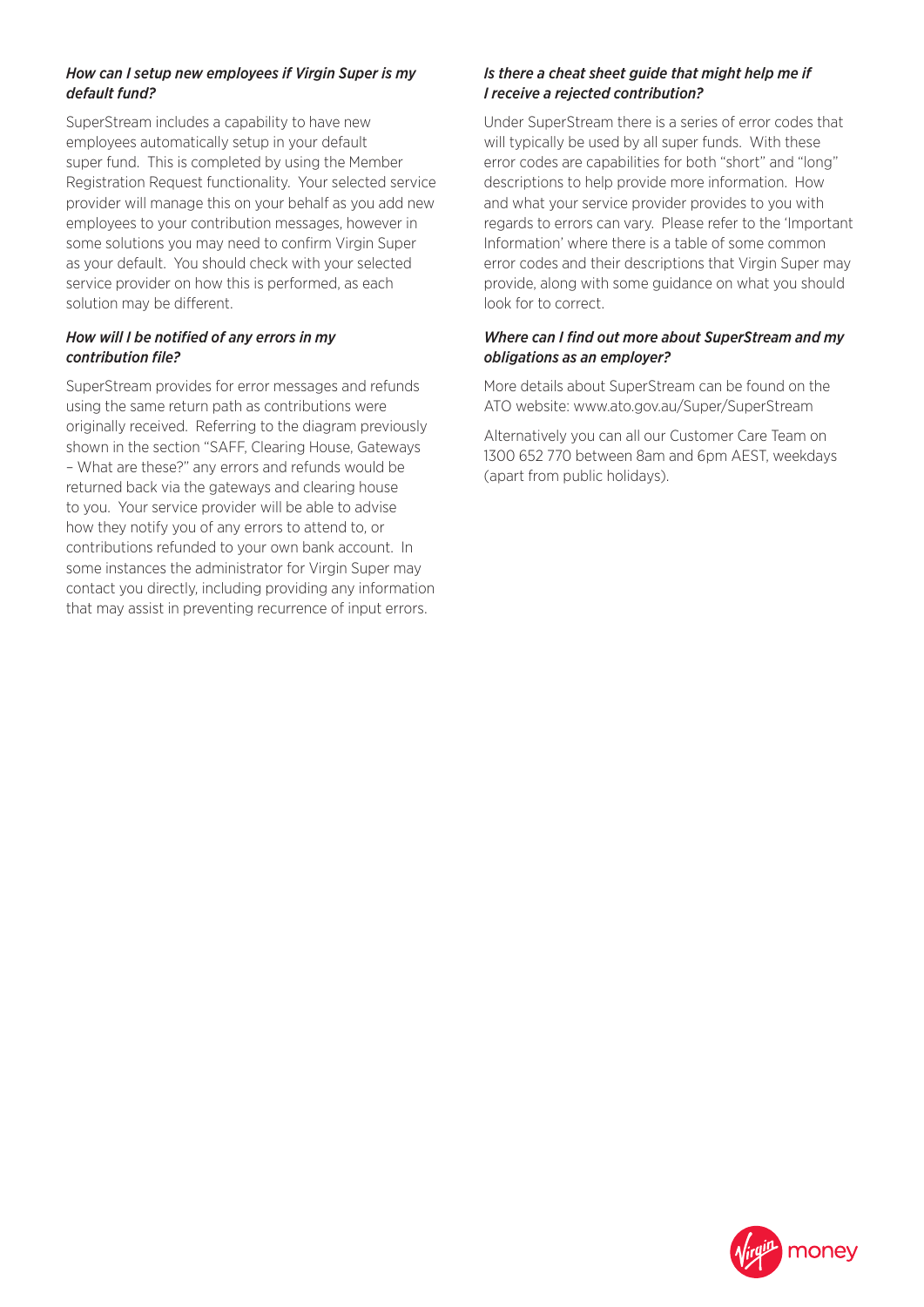### *How can I setup new employees if Virgin Super is my default fund?*

SuperStream includes a capability to have new employees automatically setup in your default super fund. This is completed by using the Member Registration Request functionality. Your selected service provider will manage this on your behalf as you add new employees to your contribution messages, however in some solutions you may need to confirm Virgin Super as your default. You should check with your selected service provider on how this is performed, as each solution may be different.

### *How will I be notified of any errors in my contribution file?*

SuperStream provides for error messages and refunds using the same return path as contributions were originally received. Referring to the diagram previously shown in the section "SAFF, Clearing House, Gateways – What are these?" any errors and refunds would be returned back via the gateways and clearing house to you. Your service provider will be able to advise how they notify you of any errors to attend to, or contributions refunded to your own bank account. In some instances the administrator for Virgin Super may contact you directly, including providing any information that may assist in preventing recurrence of input errors.

### *Is there a cheat sheet guide that might help me if I receive a rejected contribution?*

Under SuperStream there is a series of error codes that will typically be used by all super funds. With these error codes are capabilities for both "short" and "long" descriptions to help provide more information. How and what your service provider provides to you with regards to errors can vary. Please refer to the 'Important Information' where there is a table of some common error codes and their descriptions that Virgin Super may provide, along with some guidance on what you should look for to correct.

### *Where can I find out more about SuperStream and my obligations as an employer?*

More details about SuperStream can be found on the ATO website: www.ato.gov.au/Super/SuperStream

Alternatively you can all our Customer Care Team on 1300 652 770 between 8am and 6pm AEST, weekdays (apart from public holidays).